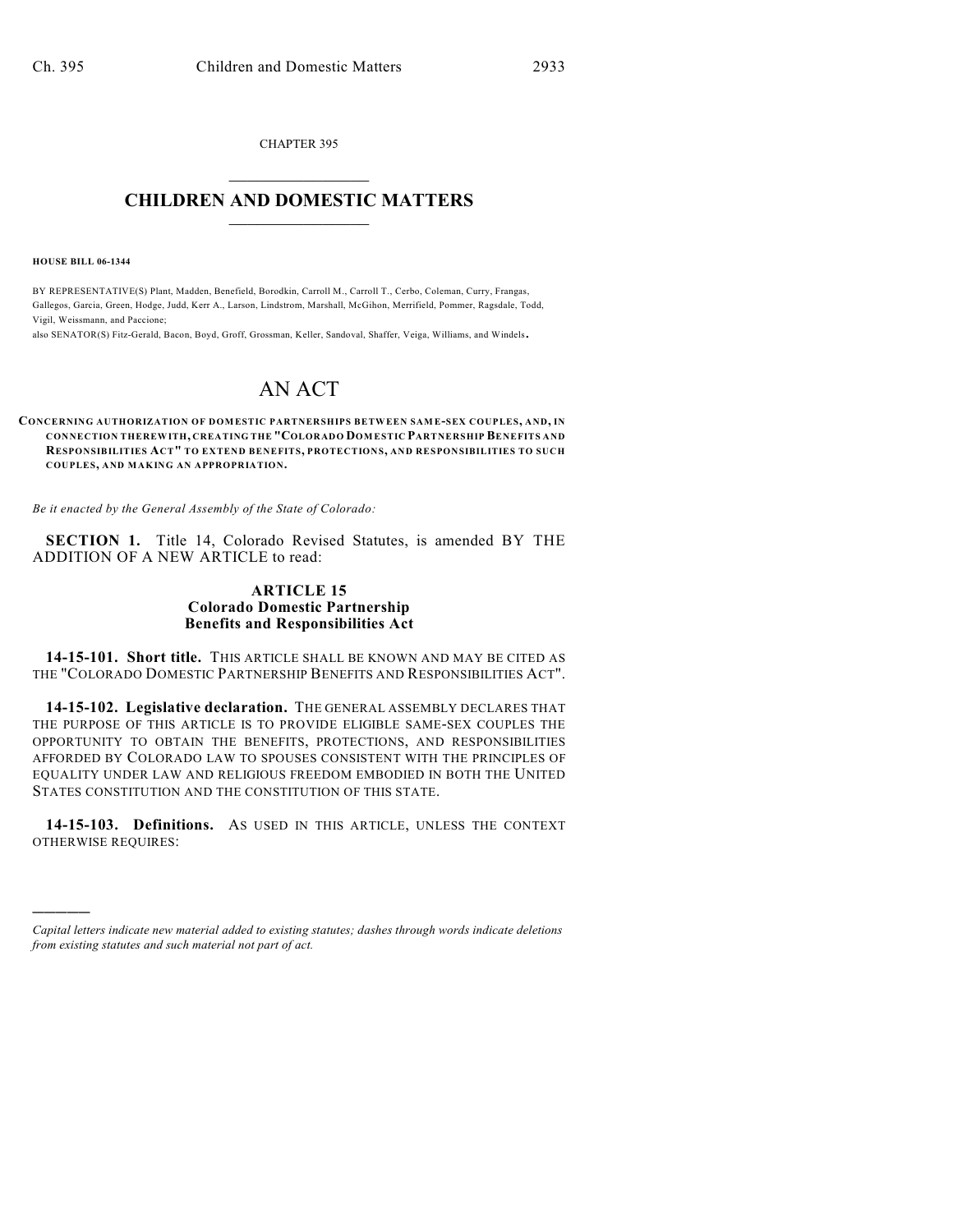CHAPTER 395

# CHILDREN AND DOMESTIC MATTERS

**HOUSE BILL 06-1344**

BY REPRESENTATIVE(S) Plant, Madden, Benefield, Borodkin, Carroll M., Carroll T., Cerbo, Coleman, Curry, Frangas, Gallegos, Garcia, Green, Hodge, Judd, Kerr A., Larson, Lindstrom, Marshall, McGihon, Merrifield, Pommer, Ragsdale, Todd, Vigil, Weissmann, and Paccione;
also SENATOR(S) Fitz-Gerald, Bacon, Boyd, Groff, Grossman, Keller, Sandoval, Shaffer, Veiga, Williams, and Windels.

# AN ACT

**CONCERNING AUTHORIZATION OF DOMESTIC PARTNERSHIPS BETWEEN SAME-SEX COUPLES, AND, IN CONNECTION THEREWITH, CREATING THE "COLORADO DOMESTIC PARTNERSHIP BENEFITS AND RESPONSIBILITIES ACT" TO EXTEND BENEFITS, PROTECTIONS, AND RESPONSIBILITIES TO SUCH COUPLES, AND MAKING AN APPROPRIATION.**

*Be it enacted by the General Assembly of the State of Colorado:*

**SECTION 1.** Title 14, Colorado Revised Statutes, is amended BY THE ADDITION OF A NEW ARTICLE to read:

### ARTICLE 15
### Colorado Domestic Partnership Benefits and Responsibilities Act

**14-15-101. Short title.** THIS ARTICLE SHALL BE KNOWN AND MAY BE CITED AS THE "COLORADO DOMESTIC PARTNERSHIP BENEFITS AND RESPONSIBILITIES ACT".

**14-15-102. Legislative declaration.** THE GENERAL ASSEMBLY DECLARES THAT THE PURPOSE OF THIS ARTICLE IS TO PROVIDE ELIGIBLE SAME-SEX COUPLES THE OPPORTUNITY TO OBTAIN THE BENEFITS, PROTECTIONS, AND RESPONSIBILITIES AFFORDED BY COLORADO LAW TO SPOUSES CONSISTENT WITH THE PRINCIPLES OF EQUALITY UNDER LAW AND RELIGIOUS FREEDOM EMBODIED IN BOTH THE UNITED STATES CONSTITUTION AND THE CONSTITUTION OF THIS STATE.

**14-15-103. Definitions.** AS USED IN THIS ARTICLE, UNLESS THE CONTEXT OTHERWISE REQUIRES:

---

*Capital letters indicate new material added to existing statutes; dashes through words indicate deletions from existing statutes and such material not part of act.*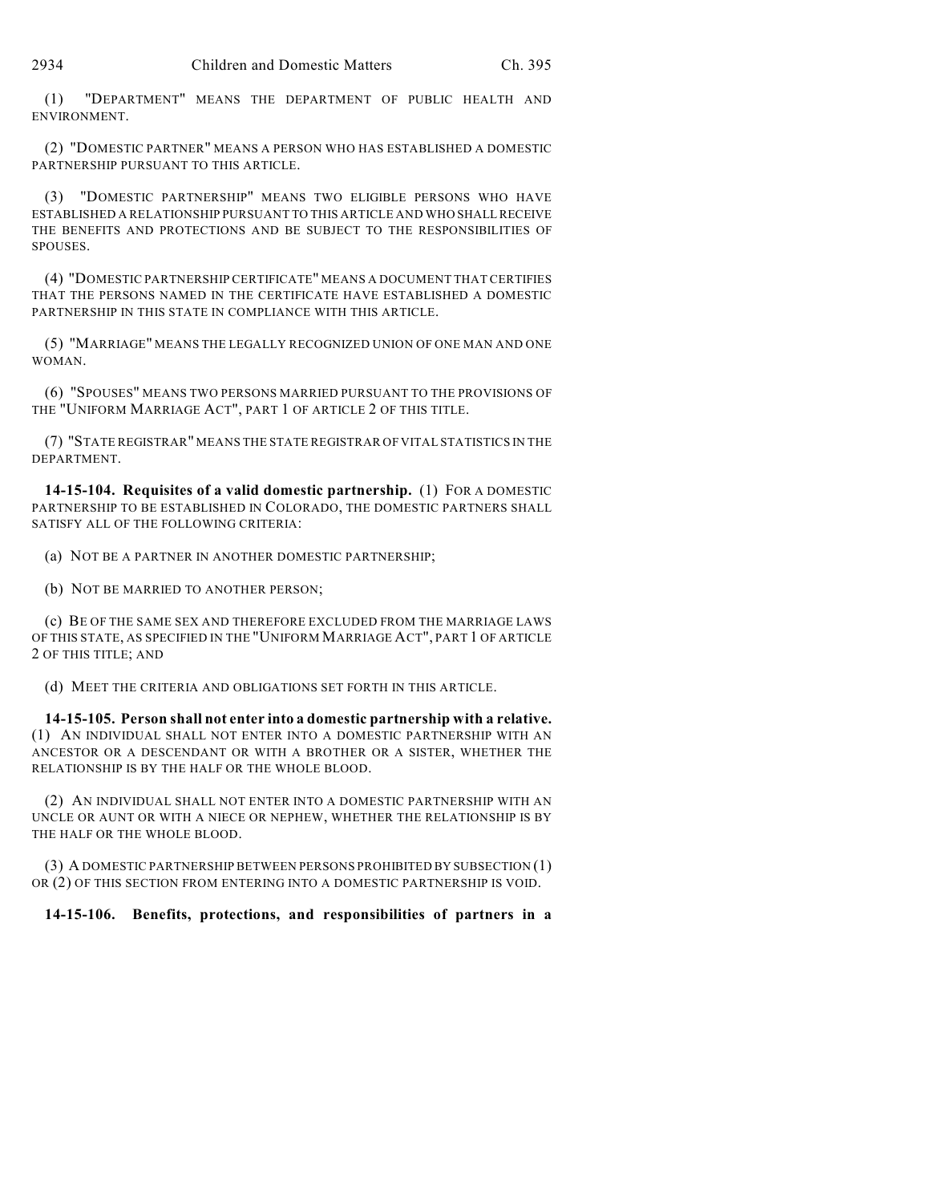(1) "DEPARTMENT" MEANS THE DEPARTMENT OF PUBLIC HEALTH AND ENVIRONMENT.

(2) "DOMESTIC PARTNER" MEANS A PERSON WHO HAS ESTABLISHED A DOMESTIC PARTNERSHIP PURSUANT TO THIS ARTICLE.

(3) "DOMESTIC PARTNERSHIP" MEANS TWO ELIGIBLE PERSONS WHO HAVE ESTABLISHED A RELATIONSHIP PURSUANT TO THIS ARTICLE AND WHO SHALL RECEIVE THE BENEFITS AND PROTECTIONS AND BE SUBJECT TO THE RESPONSIBILITIES OF SPOUSES.

(4) "DOMESTIC PARTNERSHIP CERTIFICATE" MEANS A DOCUMENT THAT CERTIFIES THAT THE PERSONS NAMED IN THE CERTIFICATE HAVE ESTABLISHED A DOMESTIC PARTNERSHIP IN THIS STATE IN COMPLIANCE WITH THIS ARTICLE.

(5) "MARRIAGE" MEANS THE LEGALLY RECOGNIZED UNION OF ONE MAN AND ONE WOMAN.

(6) "SPOUSES" MEANS TWO PERSONS MARRIED PURSUANT TO THE PROVISIONS OF THE "UNIFORM MARRIAGE ACT", PART 1 OF ARTICLE 2 OF THIS TITLE.

(7) "STATE REGISTRAR" MEANS THE STATE REGISTRAR OF VITAL STATISTICS IN THE DEPARTMENT.

**14-15-104. Requisites of a valid domestic partnership.** (1) FOR A DOMESTIC PARTNERSHIP TO BE ESTABLISHED IN COLORADO, THE DOMESTIC PARTNERS SHALL SATISFY ALL OF THE FOLLOWING CRITERIA:

(a) NOT BE A PARTNER IN ANOTHER DOMESTIC PARTNERSHIP;

(b) NOT BE MARRIED TO ANOTHER PERSON;

(c) BE OF THE SAME SEX AND THEREFORE EXCLUDED FROM THE MARRIAGE LAWS OF THIS STATE, AS SPECIFIED IN THE "UNIFORM MARRIAGE ACT", PART 1 OF ARTICLE 2 OF THIS TITLE; AND

(d) MEET THE CRITERIA AND OBLIGATIONS SET FORTH IN THIS ARTICLE.

**14-15-105. Person shall not enter into a domestic partnership with a relative.** (1) AN INDIVIDUAL SHALL NOT ENTER INTO A DOMESTIC PARTNERSHIP WITH AN ANCESTOR OR A DESCENDANT OR WITH A BROTHER OR A SISTER, WHETHER THE RELATIONSHIP IS BY THE HALF OR THE WHOLE BLOOD.

(2) AN INDIVIDUAL SHALL NOT ENTER INTO A DOMESTIC PARTNERSHIP WITH AN UNCLE OR AUNT OR WITH A NIECE OR NEPHEW, WHETHER THE RELATIONSHIP IS BY THE HALF OR THE WHOLE BLOOD.

(3) A DOMESTIC PARTNERSHIP BETWEEN PERSONS PROHIBITED BY SUBSECTION (1) OR (2) OF THIS SECTION FROM ENTERING INTO A DOMESTIC PARTNERSHIP IS VOID.

**14-15-106. Benefits, protections, and responsibilities of partners in a**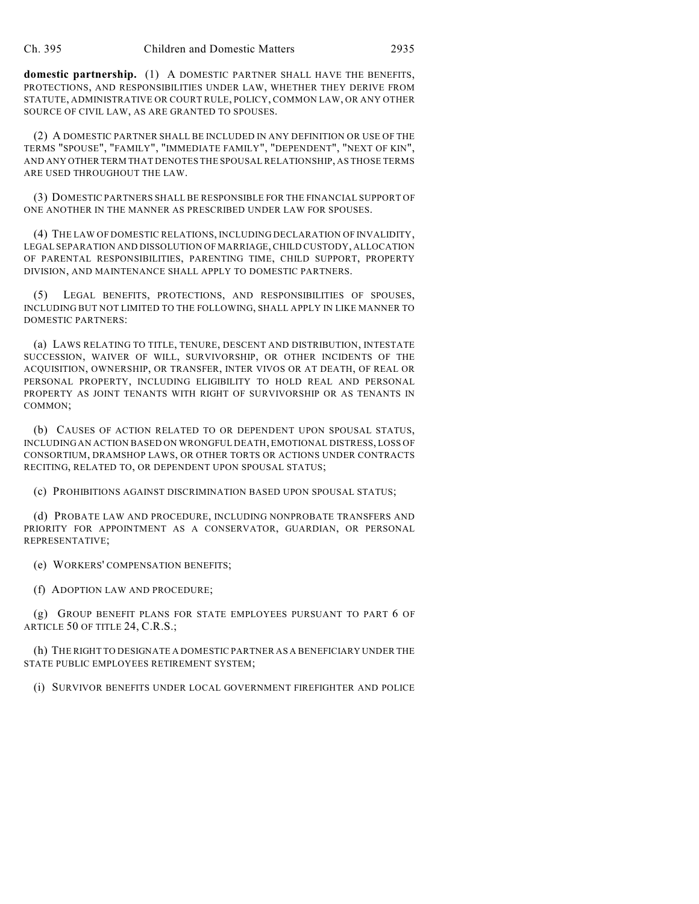**domestic partnership.** (1) A DOMESTIC PARTNER SHALL HAVE THE BENEFITS, PROTECTIONS, AND RESPONSIBILITIES UNDER LAW, WHETHER THEY DERIVE FROM STATUTE, ADMINISTRATIVE OR COURT RULE, POLICY, COMMON LAW, OR ANY OTHER SOURCE OF CIVIL LAW, AS ARE GRANTED TO SPOUSES.

(2) A DOMESTIC PARTNER SHALL BE INCLUDED IN ANY DEFINITION OR USE OF THE TERMS "SPOUSE", "FAMILY", "IMMEDIATE FAMILY", "DEPENDENT", "NEXT OF KIN", AND ANY OTHER TERM THAT DENOTES THE SPOUSAL RELATIONSHIP, AS THOSE TERMS ARE USED THROUGHOUT THE LAW.

(3) DOMESTIC PARTNERS SHALL BE RESPONSIBLE FOR THE FINANCIAL SUPPORT OF ONE ANOTHER IN THE MANNER AS PRESCRIBED UNDER LAW FOR SPOUSES.

(4) THE LAW OF DOMESTIC RELATIONS, INCLUDING DECLARATION OF INVALIDITY, LEGAL SEPARATION AND DISSOLUTION OF MARRIAGE, CHILD CUSTODY, ALLOCATION OF PARENTAL RESPONSIBILITIES, PARENTING TIME, CHILD SUPPORT, PROPERTY DIVISION, AND MAINTENANCE SHALL APPLY TO DOMESTIC PARTNERS.

(5) LEGAL BENEFITS, PROTECTIONS, AND RESPONSIBILITIES OF SPOUSES, INCLUDING BUT NOT LIMITED TO THE FOLLOWING, SHALL APPLY IN LIKE MANNER TO DOMESTIC PARTNERS:

(a) LAWS RELATING TO TITLE, TENURE, DESCENT AND DISTRIBUTION, INTESTATE SUCCESSION, WAIVER OF WILL, SURVIVORSHIP, OR OTHER INCIDENTS OF THE ACQUISITION, OWNERSHIP, OR TRANSFER, INTER VIVOS OR AT DEATH, OF REAL OR PERSONAL PROPERTY, INCLUDING ELIGIBILITY TO HOLD REAL AND PERSONAL PROPERTY AS JOINT TENANTS WITH RIGHT OF SURVIVORSHIP OR AS TENANTS IN COMMON;

(b) CAUSES OF ACTION RELATED TO OR DEPENDENT UPON SPOUSAL STATUS, INCLUDING AN ACTION BASED ON WRONGFUL DEATH, EMOTIONAL DISTRESS, LOSS OF CONSORTIUM, DRAMSHOP LAWS, OR OTHER TORTS OR ACTIONS UNDER CONTRACTS RECITING, RELATED TO, OR DEPENDENT UPON SPOUSAL STATUS;

(c) PROHIBITIONS AGAINST DISCRIMINATION BASED UPON SPOUSAL STATUS;

(d) PROBATE LAW AND PROCEDURE, INCLUDING NONPROBATE TRANSFERS AND PRIORITY FOR APPOINTMENT AS A CONSERVATOR, GUARDIAN, OR PERSONAL REPRESENTATIVE;

(e) WORKERS' COMPENSATION BENEFITS;

(f) ADOPTION LAW AND PROCEDURE;

(g) GROUP BENEFIT PLANS FOR STATE EMPLOYEES PURSUANT TO PART 6 OF ARTICLE 50 OF TITLE 24, C.R.S.;

(h) THE RIGHT TO DESIGNATE A DOMESTIC PARTNER AS A BENEFICIARY UNDER THE STATE PUBLIC EMPLOYEES RETIREMENT SYSTEM;

(i) SURVIVOR BENEFITS UNDER LOCAL GOVERNMENT FIREFIGHTER AND POLICE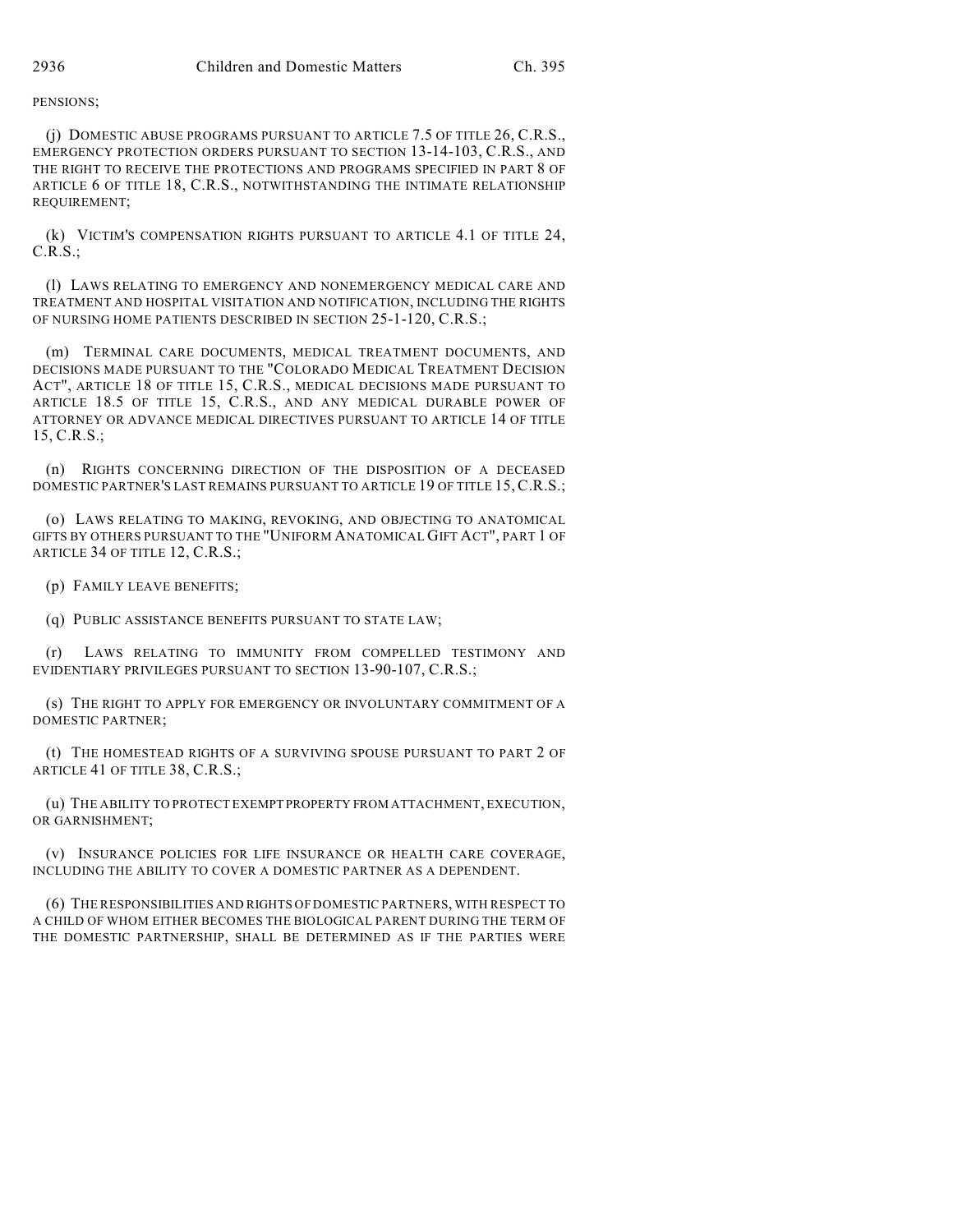PENSIONS;

(j) DOMESTIC ABUSE PROGRAMS PURSUANT TO ARTICLE 7.5 OF TITLE 26, C.R.S., EMERGENCY PROTECTION ORDERS PURSUANT TO SECTION 13-14-103, C.R.S., AND THE RIGHT TO RECEIVE THE PROTECTIONS AND PROGRAMS SPECIFIED IN PART 8 OF ARTICLE 6 OF TITLE 18, C.R.S., NOTWITHSTANDING THE INTIMATE RELATIONSHIP REQUIREMENT;

(k) VICTIM'S COMPENSATION RIGHTS PURSUANT TO ARTICLE 4.1 OF TITLE 24, C.R.S.;

(l) LAWS RELATING TO EMERGENCY AND NONEMERGENCY MEDICAL CARE AND TREATMENT AND HOSPITAL VISITATION AND NOTIFICATION, INCLUDING THE RIGHTS OF NURSING HOME PATIENTS DESCRIBED IN SECTION 25-1-120, C.R.S.;

(m) TERMINAL CARE DOCUMENTS, MEDICAL TREATMENT DOCUMENTS, AND DECISIONS MADE PURSUANT TO THE "COLORADO MEDICAL TREATMENT DECISION ACT", ARTICLE 18 OF TITLE 15, C.R.S., MEDICAL DECISIONS MADE PURSUANT TO ARTICLE 18.5 OF TITLE 15, C.R.S., AND ANY MEDICAL DURABLE POWER OF ATTORNEY OR ADVANCE MEDICAL DIRECTIVES PURSUANT TO ARTICLE 14 OF TITLE 15, C.R.S.;

(n) RIGHTS CONCERNING DIRECTION OF THE DISPOSITION OF A DECEASED DOMESTIC PARTNER'S LAST REMAINS PURSUANT TO ARTICLE 19 OF TITLE 15, C.R.S.;

(o) LAWS RELATING TO MAKING, REVOKING, AND OBJECTING TO ANATOMICAL GIFTS BY OTHERS PURSUANT TO THE "UNIFORM ANATOMICAL GIFT ACT", PART 1 OF ARTICLE 34 OF TITLE 12, C.R.S.;

(p) FAMILY LEAVE BENEFITS;

(q) PUBLIC ASSISTANCE BENEFITS PURSUANT TO STATE LAW;

(r) LAWS RELATING TO IMMUNITY FROM COMPELLED TESTIMONY AND EVIDENTIARY PRIVILEGES PURSUANT TO SECTION 13-90-107, C.R.S.;

(s) THE RIGHT TO APPLY FOR EMERGENCY OR INVOLUNTARY COMMITMENT OF A DOMESTIC PARTNER;

(t) THE HOMESTEAD RIGHTS OF A SURVIVING SPOUSE PURSUANT TO PART 2 OF ARTICLE 41 OF TITLE 38, C.R.S.;

(u) THE ABILITY TO PROTECT EXEMPT PROPERTY FROM ATTACHMENT, EXECUTION, OR GARNISHMENT;

(v) INSURANCE POLICIES FOR LIFE INSURANCE OR HEALTH CARE COVERAGE, INCLUDING THE ABILITY TO COVER A DOMESTIC PARTNER AS A DEPENDENT.

(6) THE RESPONSIBILITIES AND RIGHTS OF DOMESTIC PARTNERS, WITH RESPECT TO A CHILD OF WHOM EITHER BECOMES THE BIOLOGICAL PARENT DURING THE TERM OF THE DOMESTIC PARTNERSHIP, SHALL BE DETERMINED AS IF THE PARTIES WERE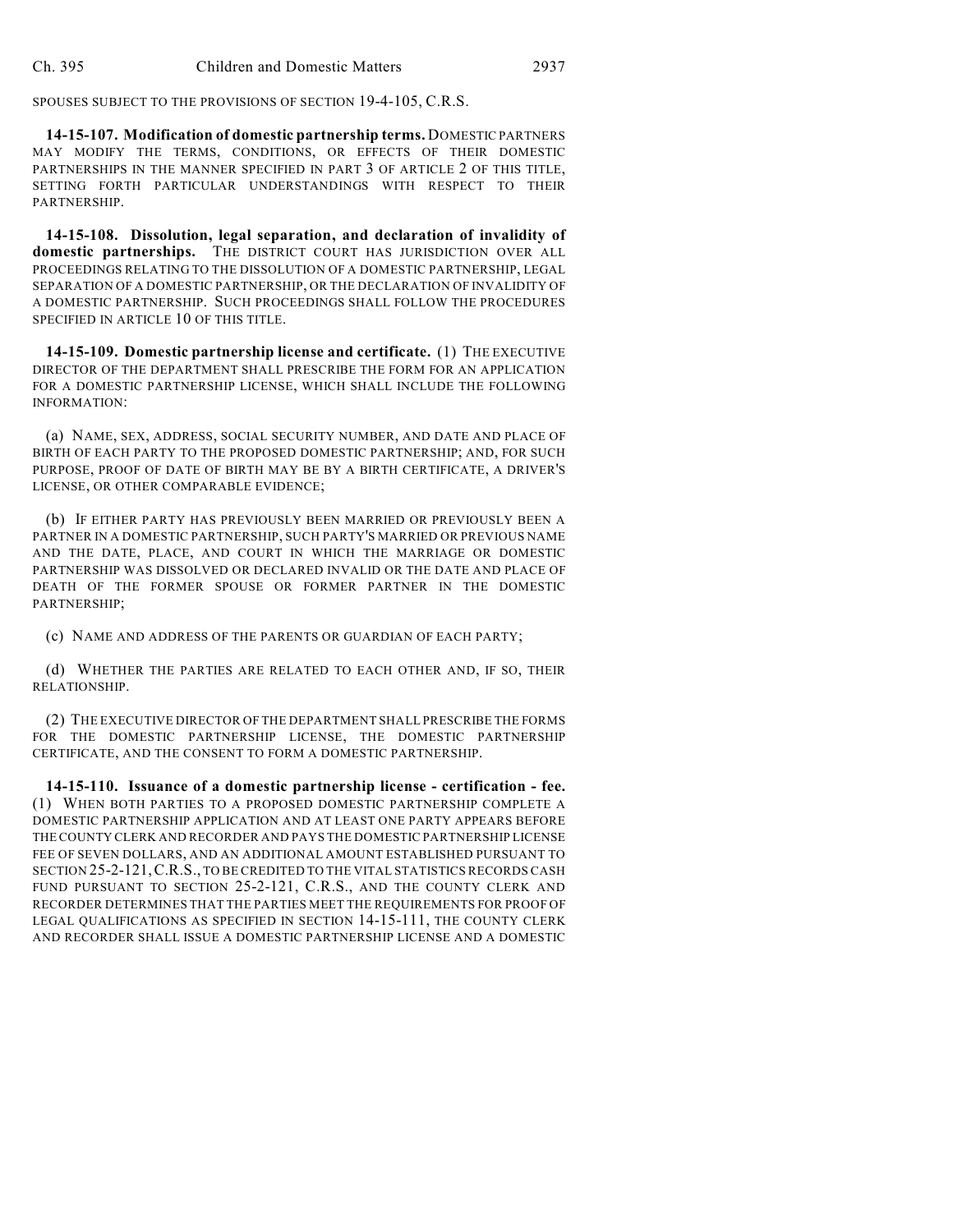SPOUSES SUBJECT TO THE PROVISIONS OF SECTION 19-4-105, C.R.S.

**14-15-107. Modification of domestic partnership terms.** DOMESTIC PARTNERS MAY MODIFY THE TERMS, CONDITIONS, OR EFFECTS OF THEIR DOMESTIC PARTNERSHIPS IN THE MANNER SPECIFIED IN PART 3 OF ARTICLE 2 OF THIS TITLE, SETTING FORTH PARTICULAR UNDERSTANDINGS WITH RESPECT TO THEIR PARTNERSHIP.

**14-15-108. Dissolution, legal separation, and declaration of invalidity of domestic partnerships.** THE DISTRICT COURT HAS JURISDICTION OVER ALL PROCEEDINGS RELATING TO THE DISSOLUTION OF A DOMESTIC PARTNERSHIP, LEGAL SEPARATION OF A DOMESTIC PARTNERSHIP, OR THE DECLARATION OF INVALIDITY OF A DOMESTIC PARTNERSHIP. SUCH PROCEEDINGS SHALL FOLLOW THE PROCEDURES SPECIFIED IN ARTICLE 10 OF THIS TITLE.

**14-15-109. Domestic partnership license and certificate.** (1) THE EXECUTIVE DIRECTOR OF THE DEPARTMENT SHALL PRESCRIBE THE FORM FOR AN APPLICATION FOR A DOMESTIC PARTNERSHIP LICENSE, WHICH SHALL INCLUDE THE FOLLOWING INFORMATION:

(a) NAME, SEX, ADDRESS, SOCIAL SECURITY NUMBER, AND DATE AND PLACE OF BIRTH OF EACH PARTY TO THE PROPOSED DOMESTIC PARTNERSHIP; AND, FOR SUCH PURPOSE, PROOF OF DATE OF BIRTH MAY BE BY A BIRTH CERTIFICATE, A DRIVER'S LICENSE, OR OTHER COMPARABLE EVIDENCE;

(b) IF EITHER PARTY HAS PREVIOUSLY BEEN MARRIED OR PREVIOUSLY BEEN A PARTNER IN A DOMESTIC PARTNERSHIP, SUCH PARTY'S MARRIED OR PREVIOUS NAME AND THE DATE, PLACE, AND COURT IN WHICH THE MARRIAGE OR DOMESTIC PARTNERSHIP WAS DISSOLVED OR DECLARED INVALID OR THE DATE AND PLACE OF DEATH OF THE FORMER SPOUSE OR FORMER PARTNER IN THE DOMESTIC PARTNERSHIP;

(c) NAME AND ADDRESS OF THE PARENTS OR GUARDIAN OF EACH PARTY;

(d) WHETHER THE PARTIES ARE RELATED TO EACH OTHER AND, IF SO, THEIR RELATIONSHIP.

(2) THE EXECUTIVE DIRECTOR OF THE DEPARTMENT SHALL PRESCRIBE THE FORMS FOR THE DOMESTIC PARTNERSHIP LICENSE, THE DOMESTIC PARTNERSHIP CERTIFICATE, AND THE CONSENT TO FORM A DOMESTIC PARTNERSHIP.

**14-15-110. Issuance of a domestic partnership license - certification - fee.** (1) WHEN BOTH PARTIES TO A PROPOSED DOMESTIC PARTNERSHIP COMPLETE A DOMESTIC PARTNERSHIP APPLICATION AND AT LEAST ONE PARTY APPEARS BEFORE THE COUNTY CLERK AND RECORDER AND PAYS THE DOMESTIC PARTNERSHIP LICENSE FEE OF SEVEN DOLLARS, AND AN ADDITIONAL AMOUNT ESTABLISHED PURSUANT TO SECTION 25-2-121, C.R.S., TO BE CREDITED TO THE VITAL STATISTICS RECORDS CASH FUND PURSUANT TO SECTION 25-2-121, C.R.S., AND THE COUNTY CLERK AND RECORDER DETERMINES THAT THE PARTIES MEET THE REQUIREMENTS FOR PROOF OF LEGAL QUALIFICATIONS AS SPECIFIED IN SECTION 14-15-111, THE COUNTY CLERK AND RECORDER SHALL ISSUE A DOMESTIC PARTNERSHIP LICENSE AND A DOMESTIC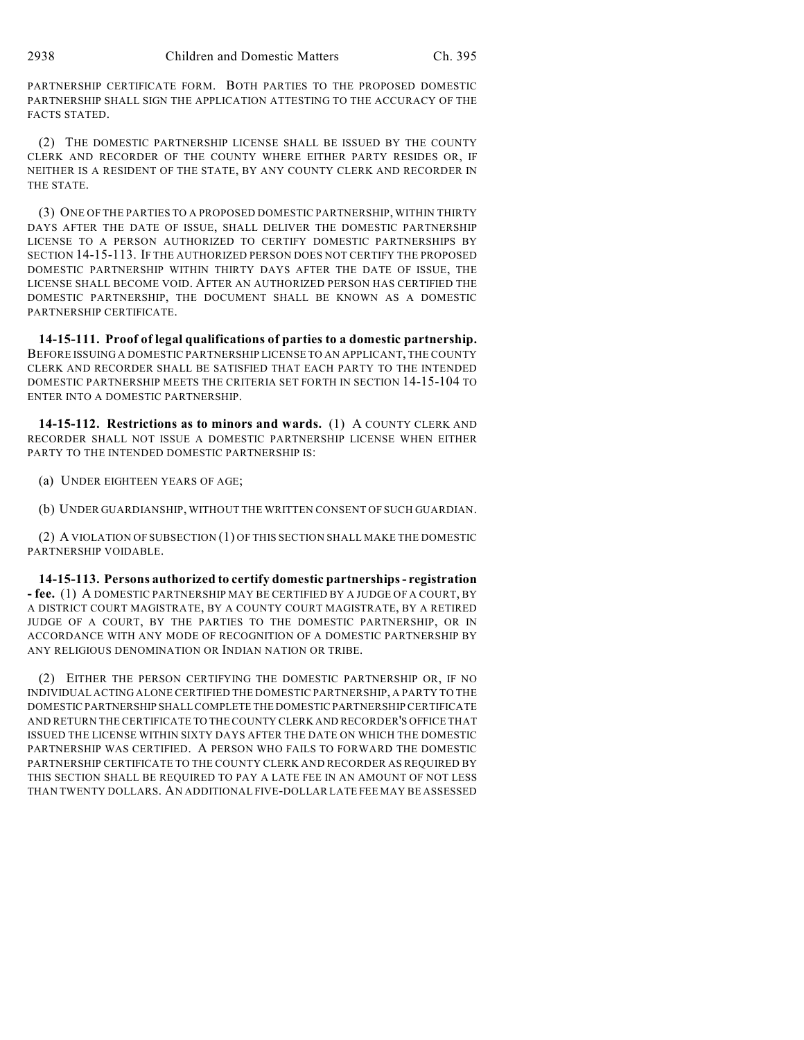PARTNERSHIP CERTIFICATE FORM. BOTH PARTIES TO THE PROPOSED DOMESTIC PARTNERSHIP SHALL SIGN THE APPLICATION ATTESTING TO THE ACCURACY OF THE FACTS STATED.

(2) THE DOMESTIC PARTNERSHIP LICENSE SHALL BE ISSUED BY THE COUNTY CLERK AND RECORDER OF THE COUNTY WHERE EITHER PARTY RESIDES OR, IF NEITHER IS A RESIDENT OF THE STATE, BY ANY COUNTY CLERK AND RECORDER IN THE STATE.

(3) ONE OF THE PARTIES TO A PROPOSED DOMESTIC PARTNERSHIP, WITHIN THIRTY DAYS AFTER THE DATE OF ISSUE, SHALL DELIVER THE DOMESTIC PARTNERSHIP LICENSE TO A PERSON AUTHORIZED TO CERTIFY DOMESTIC PARTNERSHIPS BY SECTION 14-15-113. IF THE AUTHORIZED PERSON DOES NOT CERTIFY THE PROPOSED DOMESTIC PARTNERSHIP WITHIN THIRTY DAYS AFTER THE DATE OF ISSUE, THE LICENSE SHALL BECOME VOID. AFTER AN AUTHORIZED PERSON HAS CERTIFIED THE DOMESTIC PARTNERSHIP, THE DOCUMENT SHALL BE KNOWN AS A DOMESTIC PARTNERSHIP CERTIFICATE.

**14-15-111. Proof of legal qualifications of parties to a domestic partnership.** BEFORE ISSUING A DOMESTIC PARTNERSHIP LICENSE TO AN APPLICANT, THE COUNTY CLERK AND RECORDER SHALL BE SATISFIED THAT EACH PARTY TO THE INTENDED DOMESTIC PARTNERSHIP MEETS THE CRITERIA SET FORTH IN SECTION 14-15-104 TO ENTER INTO A DOMESTIC PARTNERSHIP.

**14-15-112. Restrictions as to minors and wards.** (1) A COUNTY CLERK AND RECORDER SHALL NOT ISSUE A DOMESTIC PARTNERSHIP LICENSE WHEN EITHER PARTY TO THE INTENDED DOMESTIC PARTNERSHIP IS:

(a) UNDER EIGHTEEN YEARS OF AGE;

(b) UNDER GUARDIANSHIP, WITHOUT THE WRITTEN CONSENT OF SUCH GUARDIAN.

(2) A VIOLATION OF SUBSECTION (1) OF THIS SECTION SHALL MAKE THE DOMESTIC PARTNERSHIP VOIDABLE.

**14-15-113. Persons authorized to certify domestic partnerships - registration - fee.** (1) A DOMESTIC PARTNERSHIP MAY BE CERTIFIED BY A JUDGE OF A COURT, BY A DISTRICT COURT MAGISTRATE, BY A COUNTY COURT MAGISTRATE, BY A RETIRED JUDGE OF A COURT, BY THE PARTIES TO THE DOMESTIC PARTNERSHIP, OR IN ACCORDANCE WITH ANY MODE OF RECOGNITION OF A DOMESTIC PARTNERSHIP BY ANY RELIGIOUS DENOMINATION OR INDIAN NATION OR TRIBE.

(2) EITHER THE PERSON CERTIFYING THE DOMESTIC PARTNERSHIP OR, IF NO INDIVIDUAL ACTING ALONE CERTIFIED THE DOMESTIC PARTNERSHIP, A PARTY TO THE DOMESTIC PARTNERSHIP SHALL COMPLETE THE DOMESTIC PARTNERSHIP CERTIFICATE AND RETURN THE CERTIFICATE TO THE COUNTY CLERK AND RECORDER'S OFFICE THAT ISSUED THE LICENSE WITHIN SIXTY DAYS AFTER THE DATE ON WHICH THE DOMESTIC PARTNERSHIP WAS CERTIFIED. A PERSON WHO FAILS TO FORWARD THE DOMESTIC PARTNERSHIP CERTIFICATE TO THE COUNTY CLERK AND RECORDER AS REQUIRED BY THIS SECTION SHALL BE REQUIRED TO PAY A LATE FEE IN AN AMOUNT OF NOT LESS THAN TWENTY DOLLARS. AN ADDITIONAL FIVE-DOLLAR LATE FEE MAY BE ASSESSED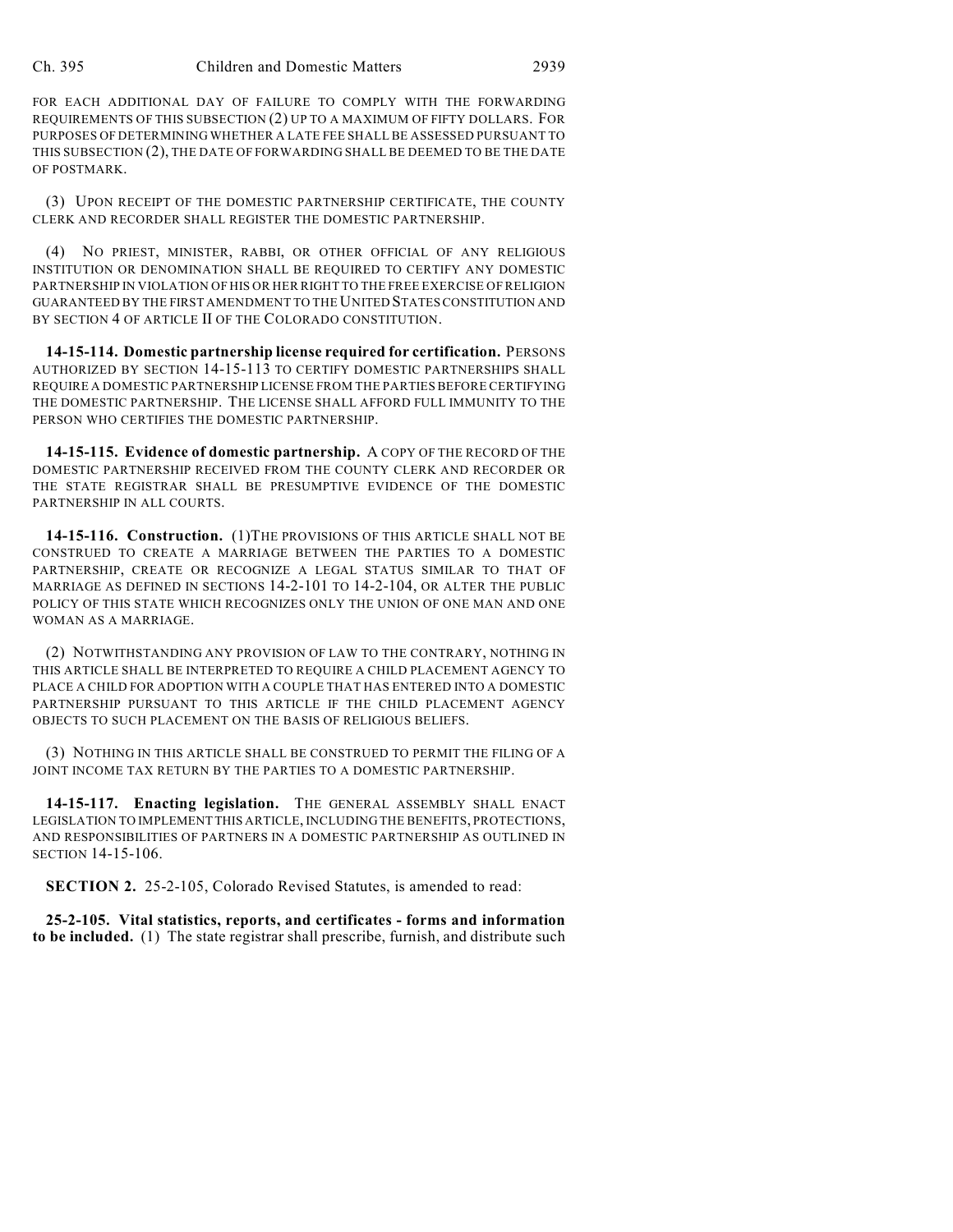FOR EACH ADDITIONAL DAY OF FAILURE TO COMPLY WITH THE FORWARDING REQUIREMENTS OF THIS SUBSECTION (2) UP TO A MAXIMUM OF FIFTY DOLLARS. FOR PURPOSES OF DETERMINING WHETHER A LATE FEE SHALL BE ASSESSED PURSUANT TO THIS SUBSECTION (2), THE DATE OF FORWARDING SHALL BE DEEMED TO BE THE DATE OF POSTMARK.

(3) UPON RECEIPT OF THE DOMESTIC PARTNERSHIP CERTIFICATE, THE COUNTY CLERK AND RECORDER SHALL REGISTER THE DOMESTIC PARTNERSHIP.

(4) NO PRIEST, MINISTER, RABBI, OR OTHER OFFICIAL OF ANY RELIGIOUS INSTITUTION OR DENOMINATION SHALL BE REQUIRED TO CERTIFY ANY DOMESTIC PARTNERSHIP IN VIOLATION OF HIS OR HER RIGHT TO THE FREE EXERCISE OF RELIGION GUARANTEED BY THE FIRST AMENDMENT TO THE UNITED STATES CONSTITUTION AND BY SECTION 4 OF ARTICLE II OF THE COLORADO CONSTITUTION.

**14-15-114. Domestic partnership license required for certification.** PERSONS AUTHORIZED BY SECTION 14-15-113 TO CERTIFY DOMESTIC PARTNERSHIPS SHALL REQUIRE A DOMESTIC PARTNERSHIP LICENSE FROM THE PARTIES BEFORE CERTIFYING THE DOMESTIC PARTNERSHIP. THE LICENSE SHALL AFFORD FULL IMMUNITY TO THE PERSON WHO CERTIFIES THE DOMESTIC PARTNERSHIP.

**14-15-115. Evidence of domestic partnership.** A COPY OF THE RECORD OF THE DOMESTIC PARTNERSHIP RECEIVED FROM THE COUNTY CLERK AND RECORDER OR THE STATE REGISTRAR SHALL BE PRESUMPTIVE EVIDENCE OF THE DOMESTIC PARTNERSHIP IN ALL COURTS.

**14-15-116. Construction.** (1) THE PROVISIONS OF THIS ARTICLE SHALL NOT BE CONSTRUED TO CREATE A MARRIAGE BETWEEN THE PARTIES TO A DOMESTIC PARTNERSHIP, CREATE OR RECOGNIZE A LEGAL STATUS SIMILAR TO THAT OF MARRIAGE AS DEFINED IN SECTIONS 14-2-101 TO 14-2-104, OR ALTER THE PUBLIC POLICY OF THIS STATE WHICH RECOGNIZES ONLY THE UNION OF ONE MAN AND ONE WOMAN AS A MARRIAGE.

(2) NOTWITHSTANDING ANY PROVISION OF LAW TO THE CONTRARY, NOTHING IN THIS ARTICLE SHALL BE INTERPRETED TO REQUIRE A CHILD PLACEMENT AGENCY TO PLACE A CHILD FOR ADOPTION WITH A COUPLE THAT HAS ENTERED INTO A DOMESTIC PARTNERSHIP PURSUANT TO THIS ARTICLE IF THE CHILD PLACEMENT AGENCY OBJECTS TO SUCH PLACEMENT ON THE BASIS OF RELIGIOUS BELIEFS.

(3) NOTHING IN THIS ARTICLE SHALL BE CONSTRUED TO PERMIT THE FILING OF A JOINT INCOME TAX RETURN BY THE PARTIES TO A DOMESTIC PARTNERSHIP.

**14-15-117. Enacting legislation.** THE GENERAL ASSEMBLY SHALL ENACT LEGISLATION TO IMPLEMENT THIS ARTICLE, INCLUDING THE BENEFITS, PROTECTIONS, AND RESPONSIBILITIES OF PARTNERS IN A DOMESTIC PARTNERSHIP AS OUTLINED IN SECTION 14-15-106.

**SECTION 2.** 25-2-105, Colorado Revised Statutes, is amended to read:

**25-2-105. Vital statistics, reports, and certificates - forms and information to be included.** (1) The state registrar shall prescribe, furnish, and distribute such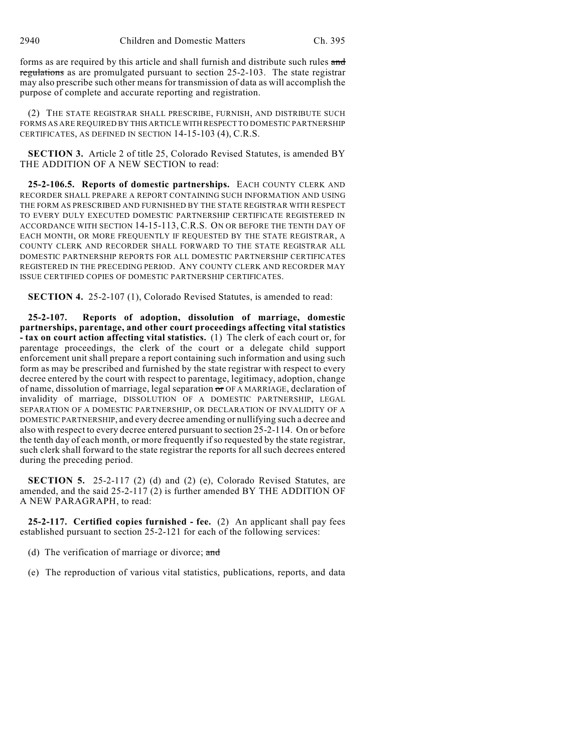forms as are required by this article and shall furnish and distribute such rules ~~and regulations~~ as are promulgated pursuant to section 25-2-103. The state registrar may also prescribe such other means for transmission of data as will accomplish the purpose of complete and accurate reporting and registration.

(2) THE STATE REGISTRAR SHALL PRESCRIBE, FURNISH, AND DISTRIBUTE SUCH FORMS AS ARE REQUIRED BY THIS ARTICLE WITH RESPECT TO DOMESTIC PARTNERSHIP CERTIFICATES, AS DEFINED IN SECTION 14-15-103 (4), C.R.S.

**SECTION 3.** Article 2 of title 25, Colorado Revised Statutes, is amended BY THE ADDITION OF A NEW SECTION to read:

**25-2-106.5. Reports of domestic partnerships.** EACH COUNTY CLERK AND RECORDER SHALL PREPARE A REPORT CONTAINING SUCH INFORMATION AND USING THE FORM AS PRESCRIBED AND FURNISHED BY THE STATE REGISTRAR WITH RESPECT TO EVERY DULY EXECUTED DOMESTIC PARTNERSHIP CERTIFICATE REGISTERED IN ACCORDANCE WITH SECTION 14-15-113, C.R.S. ON OR BEFORE THE TENTH DAY OF EACH MONTH, OR MORE FREQUENTLY IF REQUESTED BY THE STATE REGISTRAR, A COUNTY CLERK AND RECORDER SHALL FORWARD TO THE STATE REGISTRAR ALL DOMESTIC PARTNERSHIP REPORTS FOR ALL DOMESTIC PARTNERSHIP CERTIFICATES REGISTERED IN THE PRECEDING PERIOD. ANY COUNTY CLERK AND RECORDER MAY ISSUE CERTIFIED COPIES OF DOMESTIC PARTNERSHIP CERTIFICATES.

**SECTION 4.** 25-2-107 (1), Colorado Revised Statutes, is amended to read:

**25-2-107. Reports of adoption, dissolution of marriage, domestic partnerships, parentage, and other court proceedings affecting vital statistics - tax on court action affecting vital statistics.** (1) The clerk of each court or, for parentage proceedings, the clerk of the court or a delegate child support enforcement unit shall prepare a report containing such information and using such form as may be prescribed and furnished by the state registrar with respect to every decree entered by the court with respect to parentage, legitimacy, adoption, change of name, dissolution of marriage, legal separation ~~or~~ OF A MARRIAGE, declaration of invalidity of marriage, DISSOLUTION OF A DOMESTIC PARTNERSHIP, LEGAL SEPARATION OF A DOMESTIC PARTNERSHIP, OR DECLARATION OF INVALIDITY OF A DOMESTIC PARTNERSHIP, and every decree amending or nullifying such a decree and also with respect to every decree entered pursuant to section 25-2-114. On or before the tenth day of each month, or more frequently if so requested by the state registrar, such clerk shall forward to the state registrar the reports for all such decrees entered during the preceding period.

**SECTION 5.** 25-2-117 (2) (d) and (2) (e), Colorado Revised Statutes, are amended, and the said 25-2-117 (2) is further amended BY THE ADDITION OF A NEW PARAGRAPH, to read:

**25-2-117. Certified copies furnished - fee.** (2) An applicant shall pay fees established pursuant to section 25-2-121 for each of the following services:

(d) The verification of marriage or divorce; ~~and~~

(e) The reproduction of various vital statistics, publications, reports, and data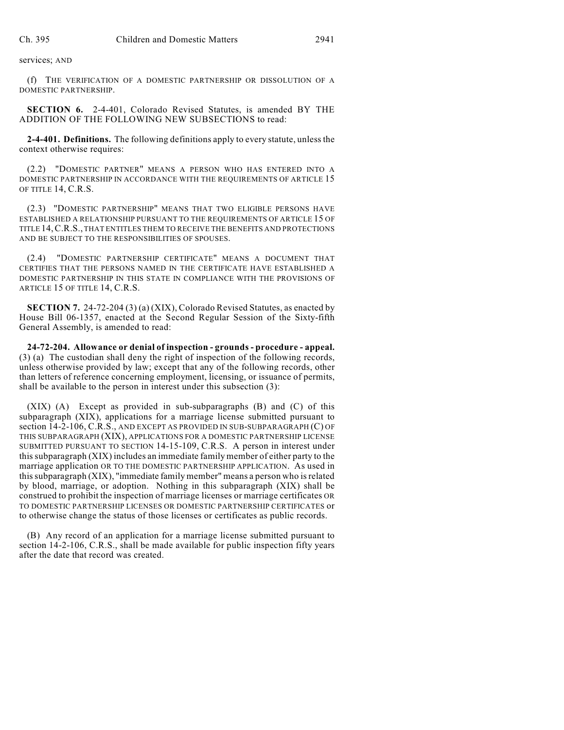services; AND

(f) THE VERIFICATION OF A DOMESTIC PARTNERSHIP OR DISSOLUTION OF A DOMESTIC PARTNERSHIP.

**SECTION 6.** 2-4-401, Colorado Revised Statutes, is amended BY THE ADDITION OF THE FOLLOWING NEW SUBSECTIONS to read:

**2-4-401. Definitions.** The following definitions apply to every statute, unless the context otherwise requires:

(2.2) "DOMESTIC PARTNER" MEANS A PERSON WHO HAS ENTERED INTO A DOMESTIC PARTNERSHIP IN ACCORDANCE WITH THE REQUIREMENTS OF ARTICLE 15 OF TITLE 14, C.R.S.

(2.3) "DOMESTIC PARTNERSHIP" MEANS THAT TWO ELIGIBLE PERSONS HAVE ESTABLISHED A RELATIONSHIP PURSUANT TO THE REQUIREMENTS OF ARTICLE 15 OF TITLE 14, C.R.S., THAT ENTITLES THEM TO RECEIVE THE BENEFITS AND PROTECTIONS AND BE SUBJECT TO THE RESPONSIBILITIES OF SPOUSES.

(2.4) "DOMESTIC PARTNERSHIP CERTIFICATE" MEANS A DOCUMENT THAT CERTIFIES THAT THE PERSONS NAMED IN THE CERTIFICATE HAVE ESTABLISHED A DOMESTIC PARTNERSHIP IN THIS STATE IN COMPLIANCE WITH THE PROVISIONS OF ARTICLE 15 OF TITLE 14, C.R.S.

**SECTION 7.** 24-72-204 (3) (a) (XIX), Colorado Revised Statutes, as enacted by House Bill 06-1357, enacted at the Second Regular Session of the Sixty-fifth General Assembly, is amended to read:

**24-72-204. Allowance or denial of inspection - grounds - procedure - appeal.** (3) (a) The custodian shall deny the right of inspection of the following records, unless otherwise provided by law; except that any of the following records, other than letters of reference concerning employment, licensing, or issuance of permits, shall be available to the person in interest under this subsection (3):

(XIX) (A) Except as provided in sub-subparagraphs (B) and (C) of this subparagraph (XIX), applications for a marriage license submitted pursuant to section 14-2-106, C.R.S., AND EXCEPT AS PROVIDED IN SUB-SUBPARAGRAPH (C) OF THIS SUBPARAGRAPH (XIX), APPLICATIONS FOR A DOMESTIC PARTNERSHIP LICENSE SUBMITTED PURSUANT TO SECTION 14-15-109, C.R.S. A person in interest under this subparagraph (XIX) includes an immediate family member of either party to the marriage application OR TO THE DOMESTIC PARTNERSHIP APPLICATION. As used in this subparagraph (XIX), "immediate family member" means a person who is related by blood, marriage, or adoption. Nothing in this subparagraph (XIX) shall be construed to prohibit the inspection of marriage licenses or marriage certificates OR TO DOMESTIC PARTNERSHIP LICENSES OR DOMESTIC PARTNERSHIP CERTIFICATES or to otherwise change the status of those licenses or certificates as public records.

(B) Any record of an application for a marriage license submitted pursuant to section 14-2-106, C.R.S., shall be made available for public inspection fifty years after the date that record was created.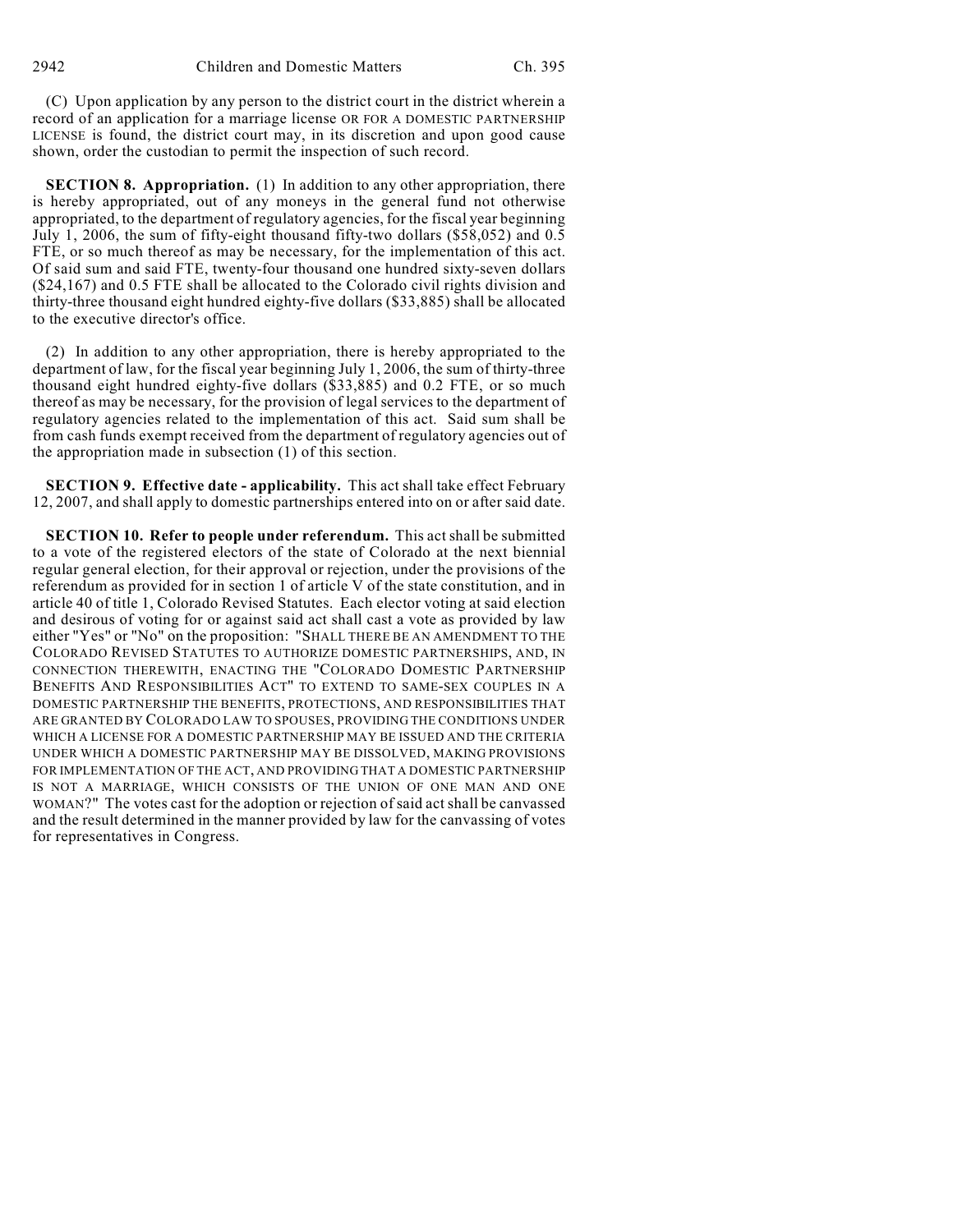(C) Upon application by any person to the district court in the district wherein a record of an application for a marriage license OR FOR A DOMESTIC PARTNERSHIP LICENSE is found, the district court may, in its discretion and upon good cause shown, order the custodian to permit the inspection of such record.

**SECTION 8. Appropriation.** (1) In addition to any other appropriation, there is hereby appropriated, out of any moneys in the general fund not otherwise appropriated, to the department of regulatory agencies, for the fiscal year beginning July 1, 2006, the sum of fifty-eight thousand fifty-two dollars ($58,052) and 0.5 FTE, or so much thereof as may be necessary, for the implementation of this act. Of said sum and said FTE, twenty-four thousand one hundred sixty-seven dollars ($24,167) and 0.5 FTE shall be allocated to the Colorado civil rights division and thirty-three thousand eight hundred eighty-five dollars ($33,885) shall be allocated to the executive director's office.

(2) In addition to any other appropriation, there is hereby appropriated to the department of law, for the fiscal year beginning July 1, 2006, the sum of thirty-three thousand eight hundred eighty-five dollars ($33,885) and 0.2 FTE, or so much thereof as may be necessary, for the provision of legal services to the department of regulatory agencies related to the implementation of this act. Said sum shall be from cash funds exempt received from the department of regulatory agencies out of the appropriation made in subsection (1) of this section.

**SECTION 9. Effective date - applicability.** This act shall take effect February 12, 2007, and shall apply to domestic partnerships entered into on or after said date.

**SECTION 10. Refer to people under referendum.** This act shall be submitted to a vote of the registered electors of the state of Colorado at the next biennial regular general election, for their approval or rejection, under the provisions of the referendum as provided for in section 1 of article V of the state constitution, and in article 40 of title 1, Colorado Revised Statutes. Each elector voting at said election and desirous of voting for or against said act shall cast a vote as provided by law either "Yes" or "No" on the proposition: "SHALL THERE BE AN AMENDMENT TO THE COLORADO REVISED STATUTES TO AUTHORIZE DOMESTIC PARTNERSHIPS, AND, IN CONNECTION THEREWITH, ENACTING THE "COLORADO DOMESTIC PARTNERSHIP BENEFITS AND RESPONSIBILITIES ACT" TO EXTEND TO SAME-SEX COUPLES IN A DOMESTIC PARTNERSHIP THE BENEFITS, PROTECTIONS, AND RESPONSIBILITIES THAT ARE GRANTED BY COLORADO LAW TO SPOUSES, PROVIDING THE CONDITIONS UNDER WHICH A LICENSE FOR A DOMESTIC PARTNERSHIP MAY BE ISSUED AND THE CRITERIA UNDER WHICH A DOMESTIC PARTNERSHIP MAY BE DISSOLVED, MAKING PROVISIONS FOR IMPLEMENTATION OF THE ACT, AND PROVIDING THAT A DOMESTIC PARTNERSHIP IS NOT A MARRIAGE, WHICH CONSISTS OF THE UNION OF ONE MAN AND ONE WOMAN?" The votes cast for the adoption or rejection of said act shall be canvassed and the result determined in the manner provided by law for the canvassing of votes for representatives in Congress.